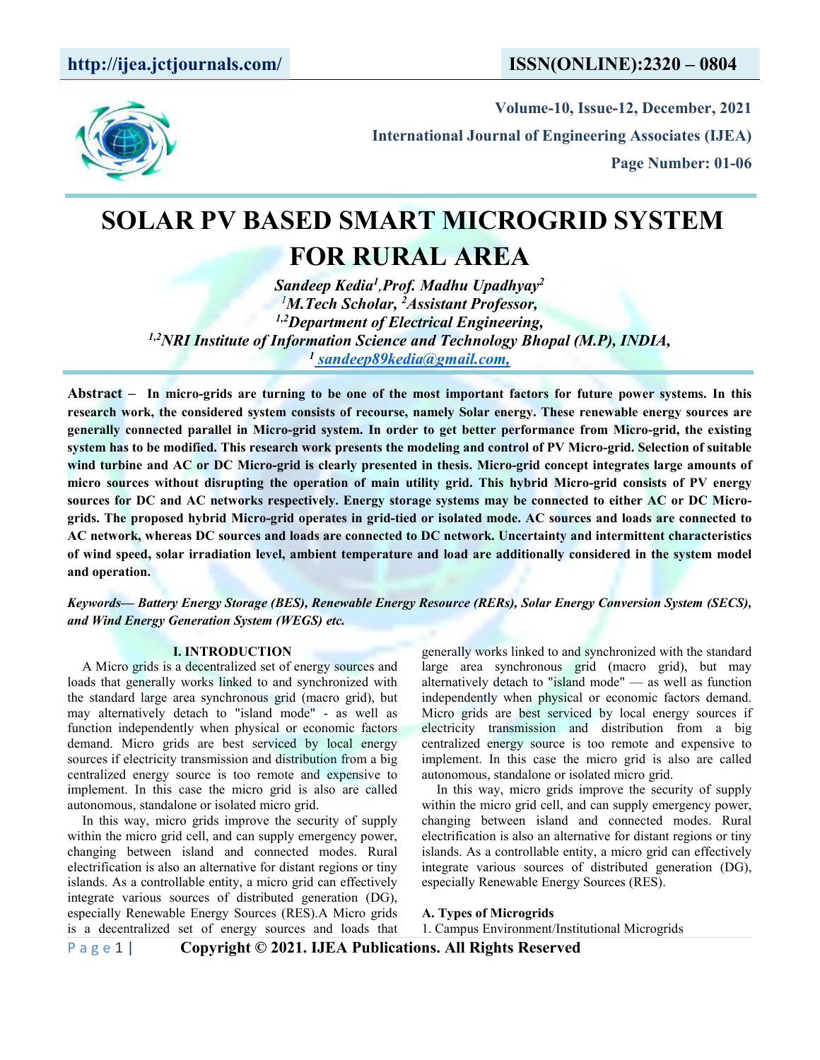# SOLAR PV BASED SMART MICROGRID SYSTEM FOR RURAL AREA

***Sandeep Kedia[1], Prof. Madhu Upadhyay[2]***
***[1]M.Tech Scholar, [2]Assistant Professor,***
***[1,2]Department of Electrical Engineering,***
***[1,2]NRI Institute of Information Science and Technology Bhopal (M.P), INDIA,***
***[1] sandeep89kedia@gmail.com,***

**Abstract – In micro-grids are turning to be one of the most important factors for future power systems. In this research work, the considered system consists of recourse, namely Solar energy. These renewable energy sources are generally connected parallel in Micro-grid system. In order to get better performance from Micro-grid, the existing system has to be modified. This research work presents the modeling and control of PV Micro-grid. Selection of suitable wind turbine and AC or DC Micro-grid is clearly presented in thesis. Micro-grid concept integrates large amounts of micro sources without disrupting the operation of main utility grid. This hybrid Micro-grid consists of PV energy sources for DC and AC networks respectively. Energy storage systems may be connected to either AC or DC Micro-grids. The proposed hybrid Micro-grid operates in grid-tied or isolated mode. AC sources and loads are connected to AC network, whereas DC sources and loads are connected to DC network. Uncertainty and intermittent characteristics of wind speed, solar irradiation level, ambient temperature and load are additionally considered in the system model and operation.**

***Keywords— Battery Energy Storage (BES), Renewable Energy Resource (RERs), Solar Energy Conversion System (SECS), and Wind Energy Generation System (WEGS) etc.***

## I. INTRODUCTION

A Micro grids is a decentralized set of energy sources and loads that generally works linked to and synchronized with the standard large area synchronous grid (macro grid), but may alternatively detach to "island mode" - as well as function independently when physical or economic factors demand. Micro grids are best serviced by local energy sources if electricity transmission and distribution from a big centralized energy source is too remote and expensive to implement. In this case the micro grid is also are called autonomous, standalone or isolated micro grid.

In this way, micro grids improve the security of supply within the micro grid cell, and can supply emergency power, changing between island and connected modes. Rural electrification is also an alternative for distant regions or tiny islands. As a controllable entity, a micro grid can effectively integrate various sources of distributed generation (DG), especially Renewable Energy Sources (RES).A Micro grids is a decentralized set of energy sources and loads that generally works linked to and synchronized with the standard large area synchronous grid (macro grid), but may alternatively detach to "island mode" — as well as function independently when physical or economic factors demand. Micro grids are best serviced by local energy sources if electricity transmission and distribution from a big centralized energy source is too remote and expensive to implement. In this case the micro grid is also are called autonomous, standalone or isolated micro grid.

In this way, micro grids improve the security of supply within the micro grid cell, and can supply emergency power, changing between island and connected modes. Rural electrification is also an alternative for distant regions or tiny islands. As a controllable entity, a micro grid can effectively integrate various sources of distributed generation (DG), especially Renewable Energy Sources (RES).

### A. Types of Microgrids

1. Campus Environment/Institutional Microgrids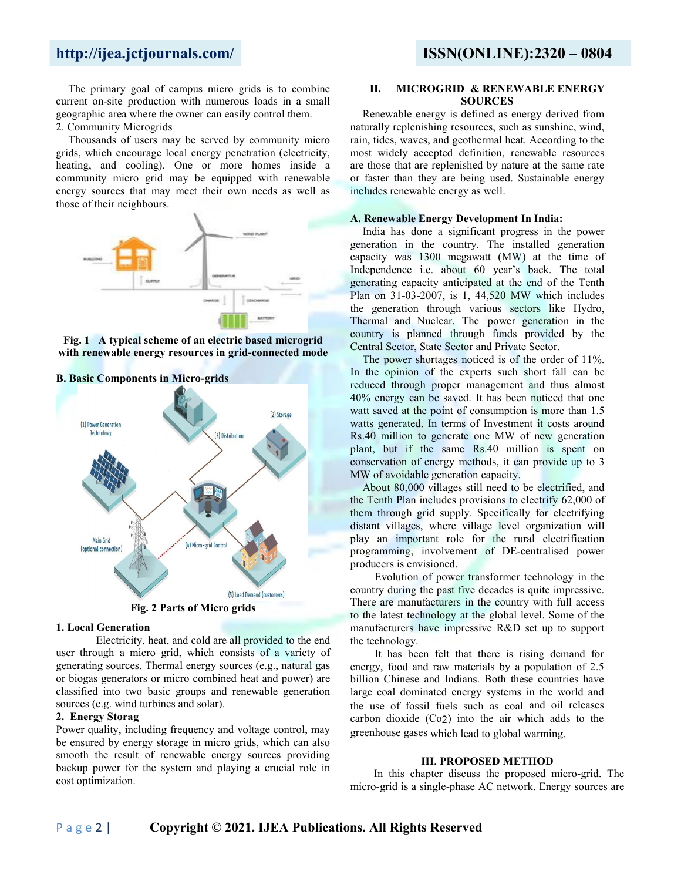The primary goal of campus micro grids is to combine current on-site production with numerous loads in a small geographic area where the owner can easily control them.

2. Community Microgrids

Thousands of users may be served by community micro grids, which encourage local energy penetration (electricity, heating, and cooling). One or more homes inside a community micro grid may be equipped with renewable energy sources that may meet their own needs as well as those of their neighbours.

**Fig. 1 A typical scheme of an electric based microgrid with renewable energy resources in grid-connected mode**

### B. Basic Components in Micro-grids

**Fig. 2 Parts of Micro grids**

#### 1. Local Generation

Electricity, heat, and cold are all provided to the end user through a micro grid, which consists of a variety of generating sources. Thermal energy sources (e.g., natural gas or biogas generators or micro combined heat and power) are classified into two basic groups and renewable generation sources (e.g. wind turbines and solar).

#### 2. Energy Storag

Power quality, including frequency and voltage control, may be ensured by energy storage in micro grids, which can also smooth the result of renewable energy sources providing backup power for the system and playing a crucial role in cost optimization.

## II. MICROGRID & RENEWABLE ENERGY SOURCES

Renewable energy is defined as energy derived from naturally replenishing resources, such as sunshine, wind, rain, tides, waves, and geothermal heat. According to the most widely accepted definition, renewable resources are those that are replenished by nature at the same rate or faster than they are being used. Sustainable energy includes renewable energy as well.

### A. Renewable Energy Development In India:

India has done a significant progress in the power generation in the country. The installed generation capacity was 1300 megawatt (MW) at the time of Independence i.e. about 60 year's back. The total generating capacity anticipated at the end of the Tenth Plan on 31-03-2007, is 1, 44,520 MW which includes the generation through various sectors like Hydro, Thermal and Nuclear. The power generation in the country is planned through funds provided by the Central Sector, State Sector and Private Sector.

The power shortages noticed is of the order of 11%. In the opinion of the experts such short fall can be reduced through proper management and thus almost 40% energy can be saved. It has been noticed that one watt saved at the point of consumption is more than 1.5 watts generated. In terms of Investment it costs around Rs.40 million to generate one MW of new generation plant, but if the same Rs.40 million is spent on conservation of energy methods, it can provide up to 3 MW of avoidable generation capacity.

About 80,000 villages still need to be electrified, and the Tenth Plan includes provisions to electrify 62,000 of them through grid supply. Specifically for electrifying distant villages, where village level organization will play an important role for the rural electrification programming, involvement of DE-centralised power producers is envisioned.

Evolution of power transformer technology in the country during the past five decades is quite impressive. There are manufacturers in the country with full access to the latest technology at the global level. Some of the manufacturers have impressive R&D set up to support the technology.

It has been felt that there is rising demand for energy, food and raw materials by a population of 2.5 billion Chinese and Indians. Both these countries have large coal dominated energy systems in the world and the use of fossil fuels such as coal and oil releases carbon dioxide ($Co_2$) into the air which adds to the greenhouse gases which lead to global warming.

## III. PROPOSED METHOD

In this chapter discuss the proposed micro-grid. The micro-grid is a single-phase AC network. Energy sources are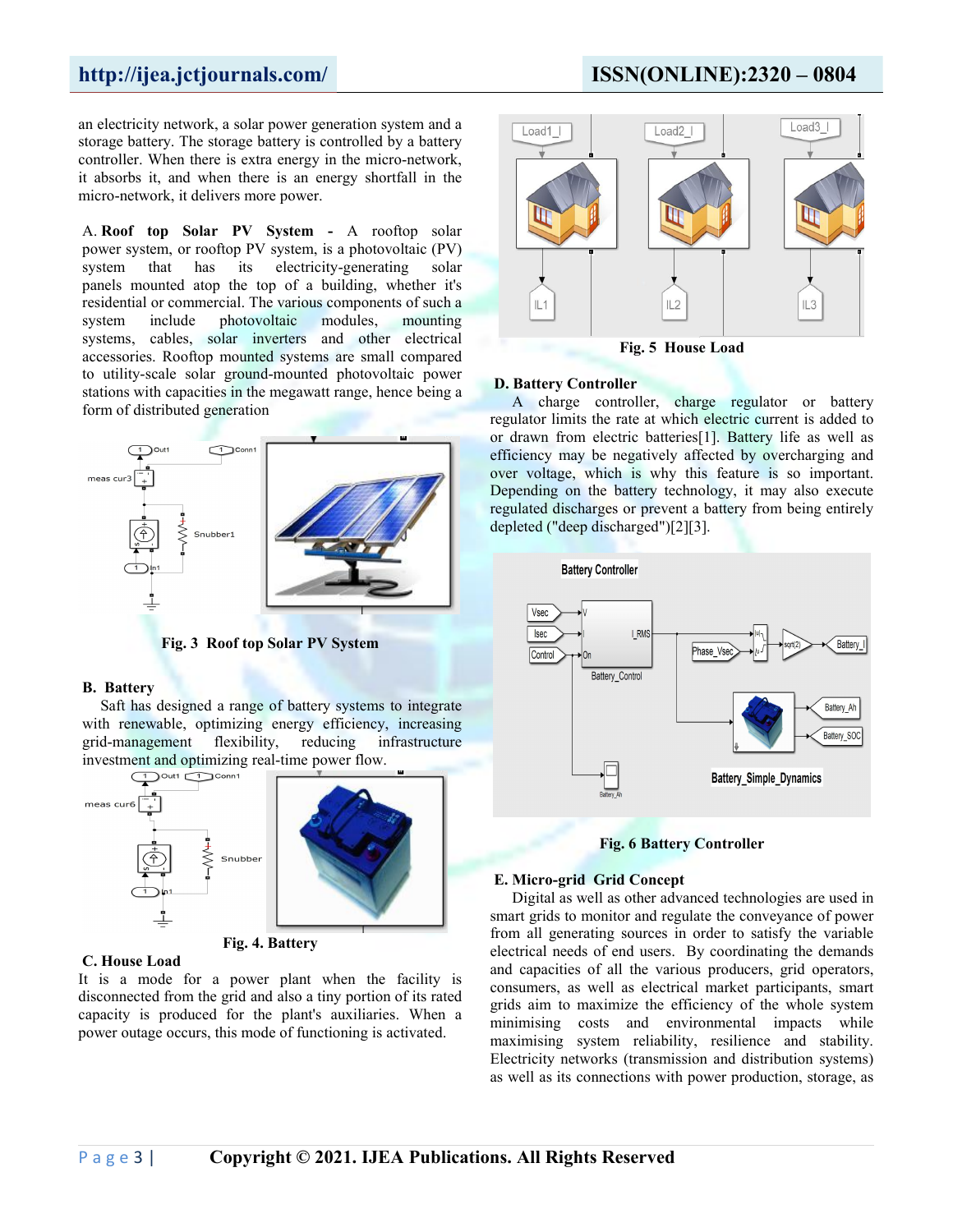an electricity network, a solar power generation system and a storage battery. The storage battery is controlled by a battery controller. When there is extra energy in the micro-network, it absorbs it, and when there is an energy shortfall in the micro-network, it delivers more power.

A. **Roof top Solar PV System -** A rooftop solar power system, or rooftop PV system, is a photovoltaic (PV) system that has its electricity-generating solar panels mounted atop the top of a building, whether it's residential or commercial. The various components of such a system include photovoltaic modules, mounting systems, cables, solar inverters and other electrical accessories. Rooftop mounted systems are small compared to utility-scale solar ground-mounted photovoltaic power stations with capacities in the megawatt range, hence being a form of distributed generation

**Fig. 3 Roof top Solar PV System**

### B. Battery

Saft has designed a range of battery systems to integrate with renewable, optimizing energy efficiency, increasing grid-management flexibility, reducing infrastructure investment and optimizing real-time power flow.

**Fig. 4. Battery**

### C. House Load

It is a mode for a power plant when the facility is disconnected from the grid and also a tiny portion of its rated capacity is produced for the plant's auxiliaries. When a power outage occurs, this mode of functioning is activated.

**Fig. 5 House Load**

### D. Battery Controller

A charge controller, charge regulator or battery regulator limits the rate at which electric current is added to or drawn from electric batteries[1]. Battery life as well as efficiency may be negatively affected by overcharging and over voltage, which is why this feature is so important. Depending on the battery technology, it may also execute regulated discharges or prevent a battery from being entirely depleted ("deep discharged")[2][3].

**Fig. 6 Battery Controller**

### E. Micro-grid Grid Concept

Digital as well as other advanced technologies are used in smart grids to monitor and regulate the conveyance of power from all generating sources in order to satisfy the variable electrical needs of end users. By coordinating the demands and capacities of all the various producers, grid operators, consumers, as well as electrical market participants, smart grids aim to maximize the efficiency of the whole system minimising costs and environmental impacts while maximising system reliability, resilience and stability. Electricity networks (transmission and distribution systems) as well as its connections with power production, storage, as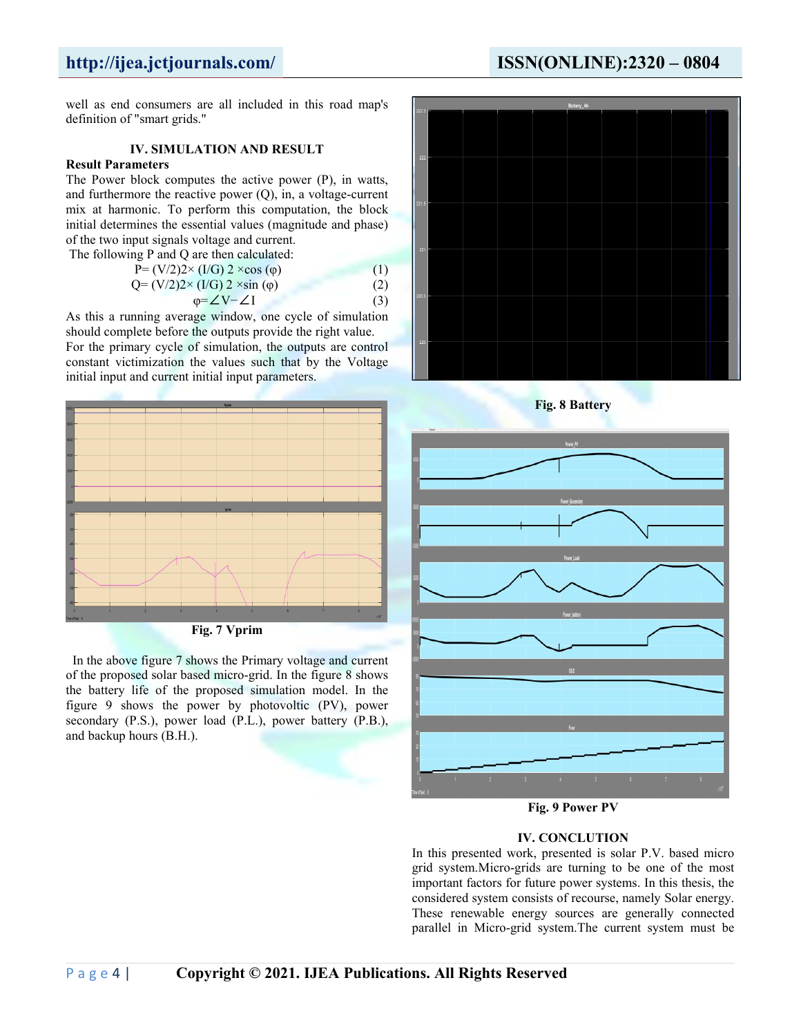well as end consumers are all included in this road map's definition of "smart grids."

## IV. SIMULATION AND RESULT

**Result Parameters**

The Power block computes the active power (P), in watts, and furthermore the reactive power (Q), in, a voltage-current mix at harmonic. To perform this computation, the block initial determines the essential values (magnitude and phase) of the two input signals voltage and current.

The following P and Q are then calculated:

$$P= (V/2)2\times (I/G)\ 2 \times\cos (\varphi) \quad (1)$$

$$Q= (V/2)2\times (I/G)\ 2 \times\sin (\varphi) \quad (2)$$

$$\varphi=\angle V-\angle I \quad (3)$$

As this a running average window, one cycle of simulation should complete before the outputs provide the right value. For the primary cycle of simulation, the outputs are control constant victimization the values such that by the Voltage initial input and current initial input parameters.

**Fig. 7 Vprim**

In the above figure 7 shows the Primary voltage and current of the proposed solar based micro-grid. In the figure 8 shows the battery life of the proposed simulation model. In the figure 9 shows the power by photovoltic (PV), power secondary (P.S.), power load (P.L.), power battery (P.B.), and backup hours (B.H.).

**Fig. 8 Battery**

**Fig. 9 Power PV**

## IV. CONCLUTION

In this presented work, presented is solar P.V. based micro grid system.Micro-grids are turning to be one of the most important factors for future power systems. In this thesis, the considered system consists of recourse, namely Solar energy. These renewable energy sources are generally connected parallel in Micro-grid system.The current system must be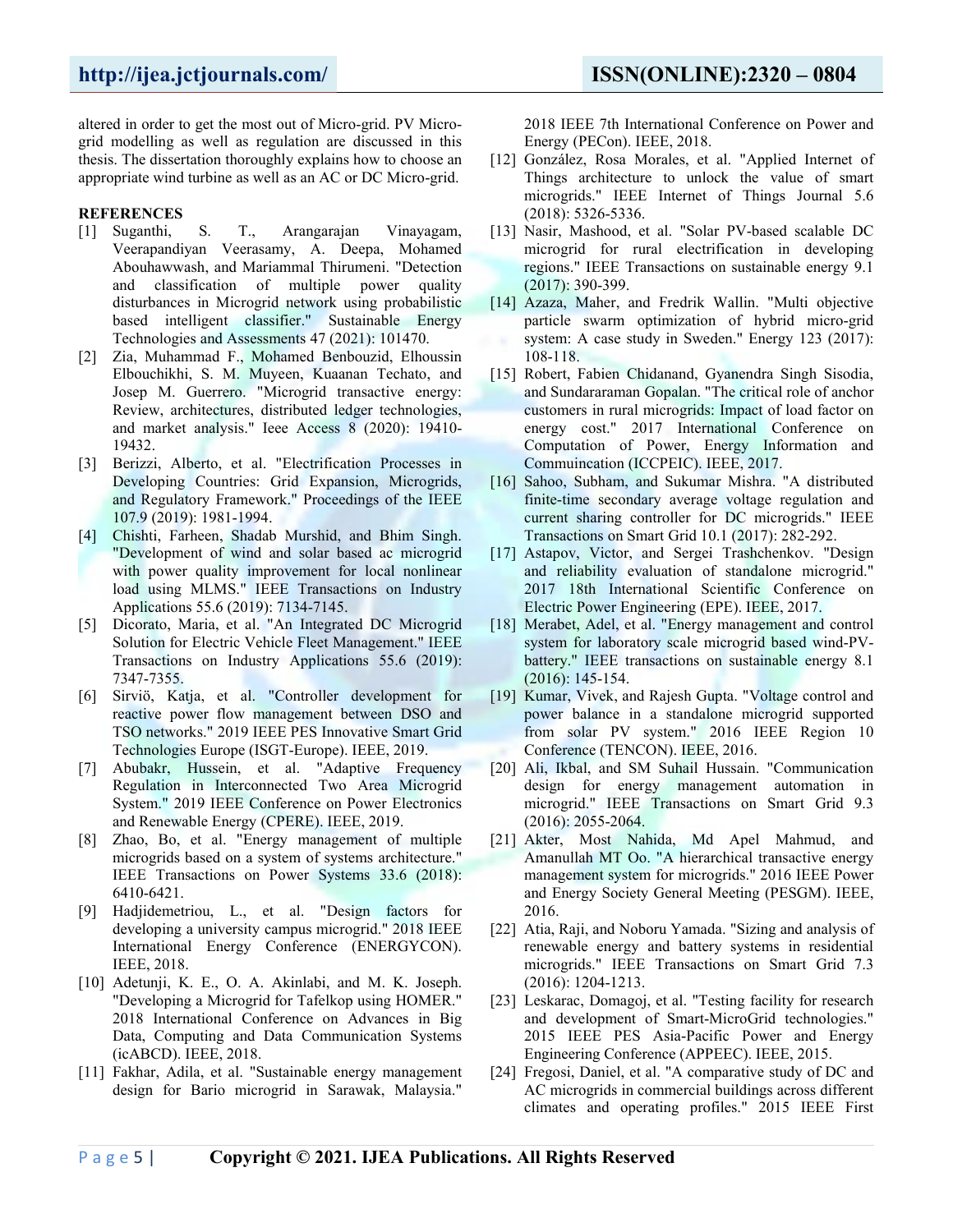altered in order to get the most out of Micro-grid. PV Micro-grid modelling as well as regulation are discussed in this thesis. The dissertation thoroughly explains how to choose an appropriate wind turbine as well as an AC or DC Micro-grid.

## REFERENCES

[1] Suganthi, S. T., Arangarajan Vinayagam, Veerapandiyan Veerasamy, A. Deepa, Mohamed Abouhawwash, and Mariammal Thirumeni. "Detection and classification of multiple power quality disturbances in Microgrid network using probabilistic based intelligent classifier." Sustainable Energy Technologies and Assessments 47 (2021): 101470.

[2] Zia, Muhammad F., Mohamed Benbouzid, Elhoussin Elbouchikhi, S. M. Muyeen, Kuaanan Techato, and Josep M. Guerrero. "Microgrid transactive energy: Review, architectures, distributed ledger technologies, and market analysis." Ieee Access 8 (2020): 19410-19432.

[3] Berizzi, Alberto, et al. "Electrification Processes in Developing Countries: Grid Expansion, Microgrids, and Regulatory Framework." Proceedings of the IEEE 107.9 (2019): 1981-1994.

[4] Chishti, Farheen, Shadab Murshid, and Bhim Singh. "Development of wind and solar based ac microgrid with power quality improvement for local nonlinear load using MLMS." IEEE Transactions on Industry Applications 55.6 (2019): 7134-7145.

[5] Dicorato, Maria, et al. "An Integrated DC Microgrid Solution for Electric Vehicle Fleet Management." IEEE Transactions on Industry Applications 55.6 (2019): 7347-7355.

[6] Sirviö, Katja, et al. "Controller development for reactive power flow management between DSO and TSO networks." 2019 IEEE PES Innovative Smart Grid Technologies Europe (ISGT-Europe). IEEE, 2019.

[7] Abubakr, Hussein, et al. "Adaptive Frequency Regulation in Interconnected Two Area Microgrid System." 2019 IEEE Conference on Power Electronics and Renewable Energy (CPERE). IEEE, 2019.

[8] Zhao, Bo, et al. "Energy management of multiple microgrids based on a system of systems architecture." IEEE Transactions on Power Systems 33.6 (2018): 6410-6421.

[9] Hadjidemetriou, L., et al. "Design factors for developing a university campus microgrid." 2018 IEEE International Energy Conference (ENERGYCON). IEEE, 2018.

[10] Adetunji, K. E., O. A. Akinlabi, and M. K. Joseph. "Developing a Microgrid for Tafelkop using HOMER." 2018 International Conference on Advances in Big Data, Computing and Data Communication Systems (icABCD). IEEE, 2018.

[11] Fakhar, Adila, et al. "Sustainable energy management design for Bario microgrid in Sarawak, Malaysia." 2018 IEEE 7th International Conference on Power and Energy (PECon). IEEE, 2018.

[12] González, Rosa Morales, et al. "Applied Internet of Things architecture to unlock the value of smart microgrids." IEEE Internet of Things Journal 5.6 (2018): 5326-5336.

[13] Nasir, Mashood, et al. "Solar PV-based scalable DC microgrid for rural electrification in developing regions." IEEE Transactions on sustainable energy 9.1 (2017): 390-399.

[14] Azaza, Maher, and Fredrik Wallin. "Multi objective particle swarm optimization of hybrid micro-grid system: A case study in Sweden." Energy 123 (2017): 108-118.

[15] Robert, Fabien Chidanand, Gyanendra Singh Sisodia, and Sundararaman Gopalan. "The critical role of anchor customers in rural microgrids: Impact of load factor on energy cost." 2017 International Conference on Computation of Power, Energy Information and Commuincation (ICCPEIC). IEEE, 2017.

[16] Sahoo, Subham, and Sukumar Mishra. "A distributed finite-time secondary average voltage regulation and current sharing controller for DC microgrids." IEEE Transactions on Smart Grid 10.1 (2017): 282-292.

[17] Astapov, Victor, and Sergei Trashchenkov. "Design and reliability evaluation of standalone microgrid." 2017 18th International Scientific Conference on Electric Power Engineering (EPE). IEEE, 2017.

[18] Merabet, Adel, et al. "Energy management and control system for laboratory scale microgrid based wind-PV-battery." IEEE transactions on sustainable energy 8.1 (2016): 145-154.

[19] Kumar, Vivek, and Rajesh Gupta. "Voltage control and power balance in a standalone microgrid supported from solar PV system." 2016 IEEE Region 10 Conference (TENCON). IEEE, 2016.

[20] Ali, Ikbal, and SM Suhail Hussain. "Communication design for energy management automation in microgrid." IEEE Transactions on Smart Grid 9.3 (2016): 2055-2064.

[21] Akter, Most Nahida, Md Apel Mahmud, and Amanullah MT Oo. "A hierarchical transactive energy management system for microgrids." 2016 IEEE Power and Energy Society General Meeting (PESGM). IEEE, 2016.

[22] Atia, Raji, and Noboru Yamada. "Sizing and analysis of renewable energy and battery systems in residential microgrids." IEEE Transactions on Smart Grid 7.3 (2016): 1204-1213.

[23] Leskarac, Domagoj, et al. "Testing facility for research and development of Smart-MicroGrid technologies." 2015 IEEE PES Asia-Pacific Power and Energy Engineering Conference (APPEEC). IEEE, 2015.

[24] Fregosi, Daniel, et al. "A comparative study of DC and AC microgrids in commercial buildings across different climates and operating profiles." 2015 IEEE First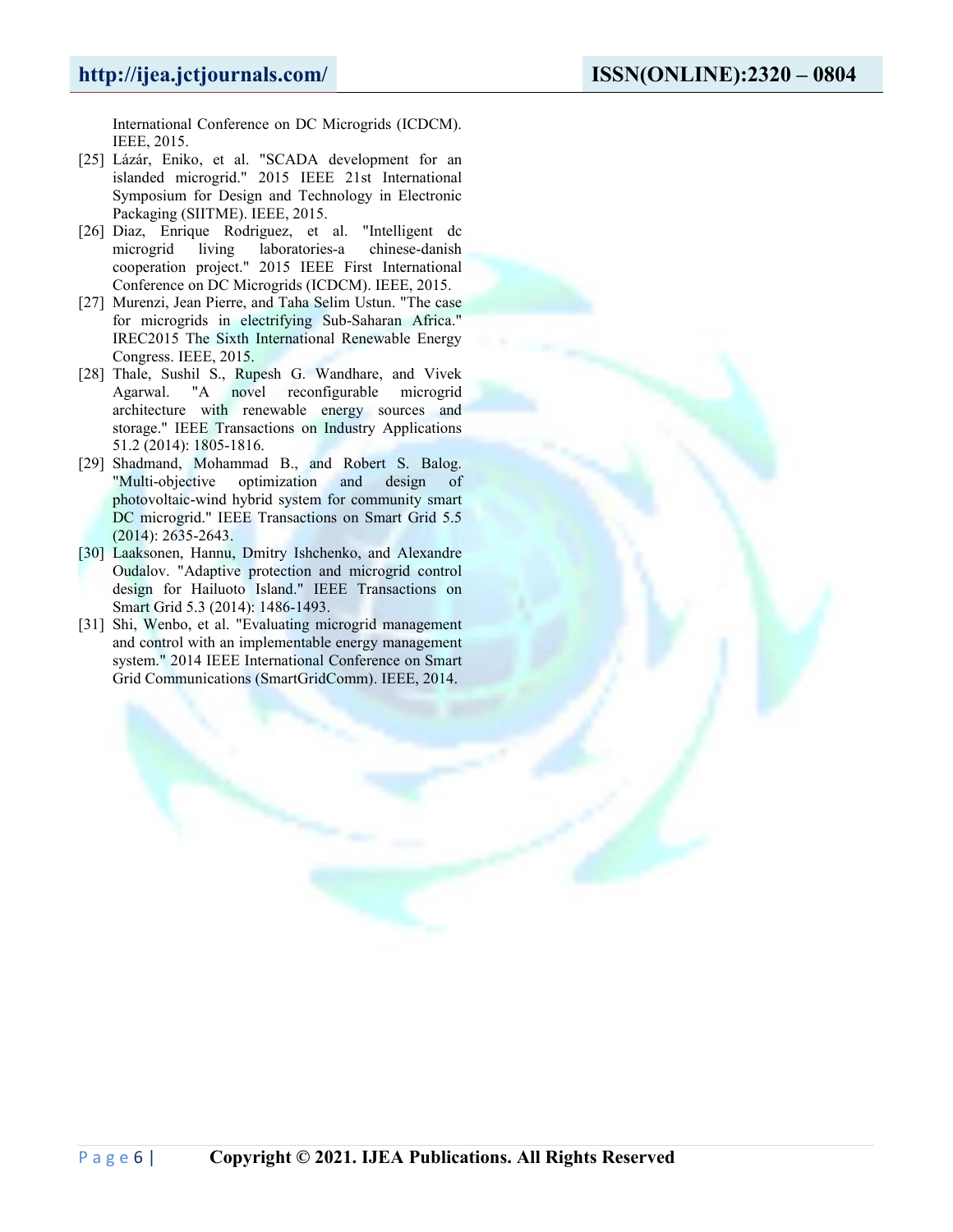International Conference on DC Microgrids (ICDCM). IEEE, 2015.

[25] Lázár, Eniko, et al. "SCADA development for an islanded microgrid." 2015 IEEE 21st International Symposium for Design and Technology in Electronic Packaging (SIITME). IEEE, 2015.

[26] Diaz, Enrique Rodriguez, et al. "Intelligent dc microgrid living laboratories-a chinese-danish cooperation project." 2015 IEEE First International Conference on DC Microgrids (ICDCM). IEEE, 2015.

[27] Murenzi, Jean Pierre, and Taha Selim Ustun. "The case for microgrids in electrifying Sub-Saharan Africa." IREC2015 The Sixth International Renewable Energy Congress. IEEE, 2015.

[28] Thale, Sushil S., Rupesh G. Wandhare, and Vivek Agarwal. "A novel reconfigurable microgrid architecture with renewable energy sources and storage." IEEE Transactions on Industry Applications 51.2 (2014): 1805-1816.

[29] Shadmand, Mohammad B., and Robert S. Balog. "Multi-objective optimization and design of photovoltaic-wind hybrid system for community smart DC microgrid." IEEE Transactions on Smart Grid 5.5 (2014): 2635-2643.

[30] Laaksonen, Hannu, Dmitry Ishchenko, and Alexandre Oudalov. "Adaptive protection and microgrid control design for Hailuoto Island." IEEE Transactions on Smart Grid 5.3 (2014): 1486-1493.

[31] Shi, Wenbo, et al. "Evaluating microgrid management and control with an implementable energy management system." 2014 IEEE International Conference on Smart Grid Communications (SmartGridComm). IEEE, 2014.